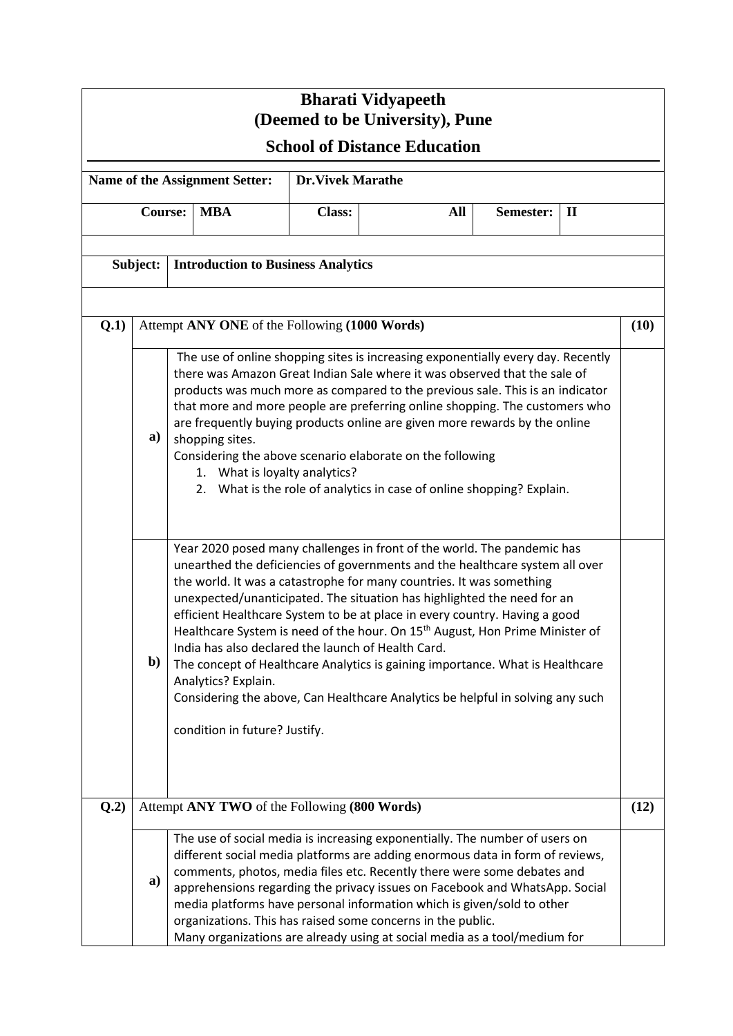# Bharati Vidyapeeth
# (Deemed to be University), Pune

## School of Distance Education

| Name of the Assignment Setter: | Dr.Vivek Marathe | | | |
|---|---|---|---|---|
| **Course:** MBA | **Class:** | All | **Semester:** | II |

| **Subject:** | Introduction to Business Analytics |
|---|---|

| | | | |
|---|---|---|---|
| **Q.1)** | Attempt **ANY ONE** of the Following **(1000 Words)** | | **(10)** |
| | **a)** | The use of online shopping sites is increasing exponentially every day. Recently there was Amazon Great Indian Sale where it was observed that the sale of products was much more as compared to the previous sale. This is an indicator that more and more people are preferring online shopping. The customers who are frequently buying products online are given more rewards by the online shopping sites.<br>Considering the above scenario elaborate on the following<br>1. What is loyalty analytics?<br>2. What is the role of analytics in case of online shopping? Explain. | |
| | **b)** | Year 2020 posed many challenges in front of the world. The pandemic has unearthed the deficiencies of governments and the healthcare system all over the world. It was a catastrophe for many countries. It was something unexpected/unanticipated. The situation has highlighted the need for an efficient Healthcare System to be at place in every country. Having a good Healthcare System is need of the hour. On 15th August, Hon Prime Minister of India has also declared the launch of Health Card.<br>The concept of Healthcare Analytics is gaining importance. What is Healthcare Analytics? Explain.<br>Considering the above, Can Healthcare Analytics be helpful in solving any such condition in future? Justify. | |
| **Q.2)** | Attempt **ANY TWO** of the Following **(800 Words)** | | **(12)** |
| | **a)** | The use of social media is increasing exponentially. The number of users on different social media platforms are adding enormous data in form of reviews, comments, photos, media files etc. Recently there were some debates and apprehensions regarding the privacy issues on Facebook and WhatsApp. Social media platforms have personal information which is given/sold to other organizations. This has raised some concerns in the public.<br>Many organizations are already using at social media as a tool/medium for | |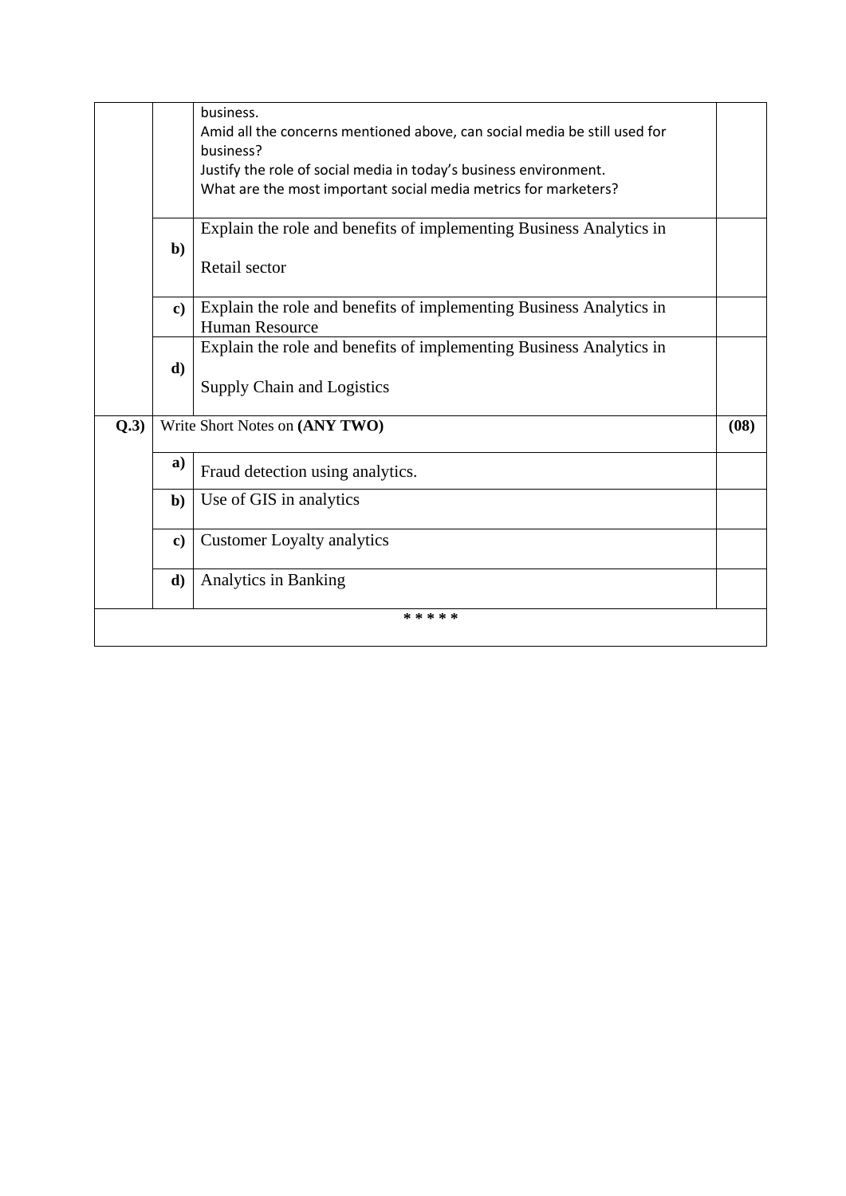| | | | |
|---|---|---|---|
| | | business.<br>Amid all the concerns mentioned above, can social media be still used for business?<br>Justify the role of social media in today's business environment.<br>What are the most important social media metrics for marketers? | |
| | **b)** | Explain the role and benefits of implementing Business Analytics in Retail sector | |
| | **c)** | Explain the role and benefits of implementing Business Analytics in Human Resource | |
| | **d)** | Explain the role and benefits of implementing Business Analytics in Supply Chain and Logistics | |
| **Q.3)** | Write Short Notes on **(ANY TWO)** | | **(08)** |
| | **a)** | Fraud detection using analytics. | |
| | **b)** | Use of GIS in analytics | |
| | **c)** | Customer Loyalty analytics | |
| | **d)** | Analytics in Banking | |

**\* \* \* \* \***